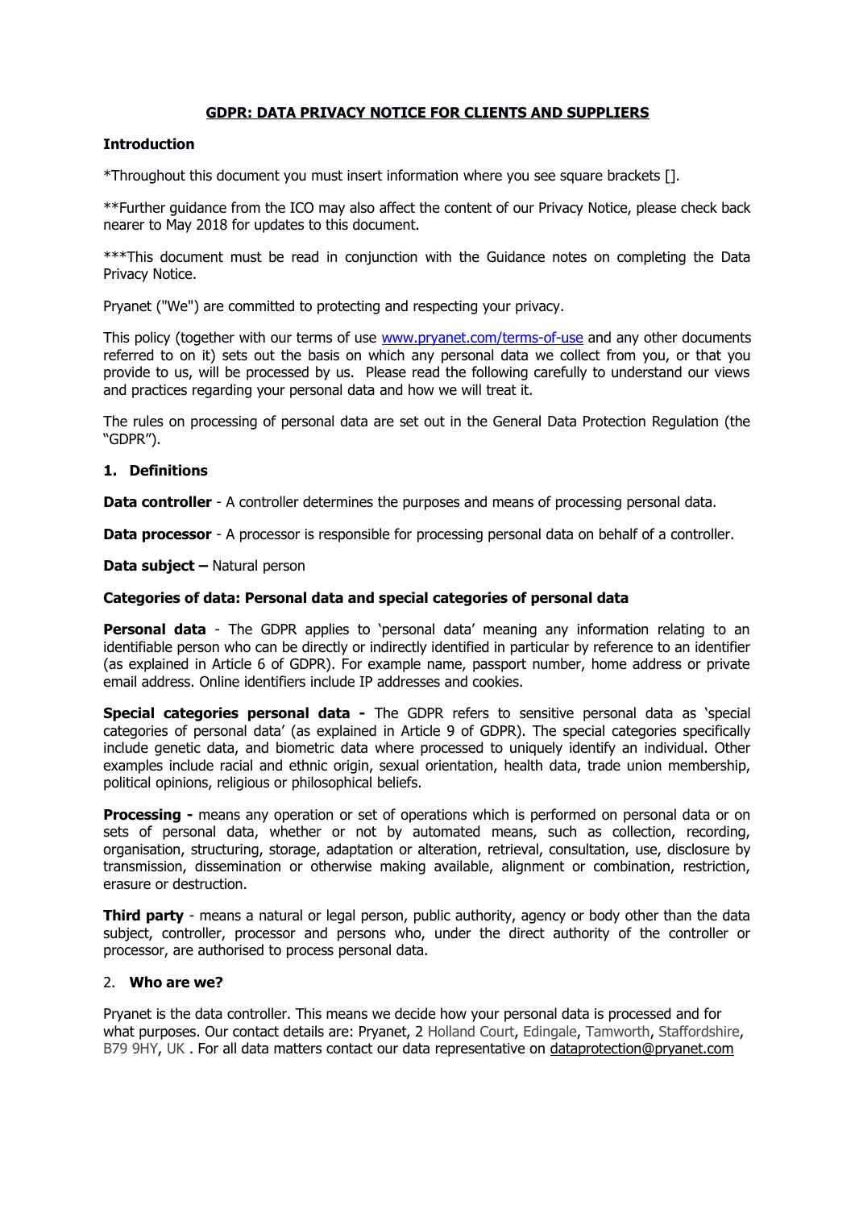# GDPR: DATA PRIVACY NOTICE FOR CLIENTS AND SUPPLIERS

## Introduction

*Throughout this document you must insert information where you see square brackets [].

**Further guidance from the ICO may also affect the content of our Privacy Notice, please check back nearer to May 2018 for updates to this document.

***This document must be read in conjunction with the Guidance notes on completing the Data Privacy Notice.

Pryanet ("We") are committed to protecting and respecting your privacy.

This policy (together with our terms of use www.pryanet.com/terms-of-use and any other documents referred to on it) sets out the basis on which any personal data we collect from you, or that you provide to us, will be processed by us. Please read the following carefully to understand our views and practices regarding your personal data and how we will treat it.

The rules on processing of personal data are set out in the General Data Protection Regulation (the "GDPR").

## 1. Definitions

**Data controller** - A controller determines the purposes and means of processing personal data.

**Data processor** - A processor is responsible for processing personal data on behalf of a controller.

**Data subject –** Natural person

**Categories of data: Personal data and special categories of personal data**

**Personal data** - The GDPR applies to 'personal data' meaning any information relating to an identifiable person who can be directly or indirectly identified in particular by reference to an identifier (as explained in Article 6 of GDPR). For example name, passport number, home address or private email address. Online identifiers include IP addresses and cookies.

**Special categories personal data -** The GDPR refers to sensitive personal data as 'special categories of personal data' (as explained in Article 9 of GDPR). The special categories specifically include genetic data, and biometric data where processed to uniquely identify an individual. Other examples include racial and ethnic origin, sexual orientation, health data, trade union membership, political opinions, religious or philosophical beliefs.

**Processing -** means any operation or set of operations which is performed on personal data or on sets of personal data, whether or not by automated means, such as collection, recording, organisation, structuring, storage, adaptation or alteration, retrieval, consultation, use, disclosure by transmission, dissemination or otherwise making available, alignment or combination, restriction, erasure or destruction.

**Third party** - means a natural or legal person, public authority, agency or body other than the data subject, controller, processor and persons who, under the direct authority of the controller or processor, are authorised to process personal data.

## 2. Who are we?

Pryanet is the data controller. This means we decide how your personal data is processed and for what purposes. Our contact details are: Pryanet, 2 Holland Court, Edingale, Tamworth, Staffordshire, B79 9HY, UK . For all data matters contact our data representative on dataprotection@pryanet.com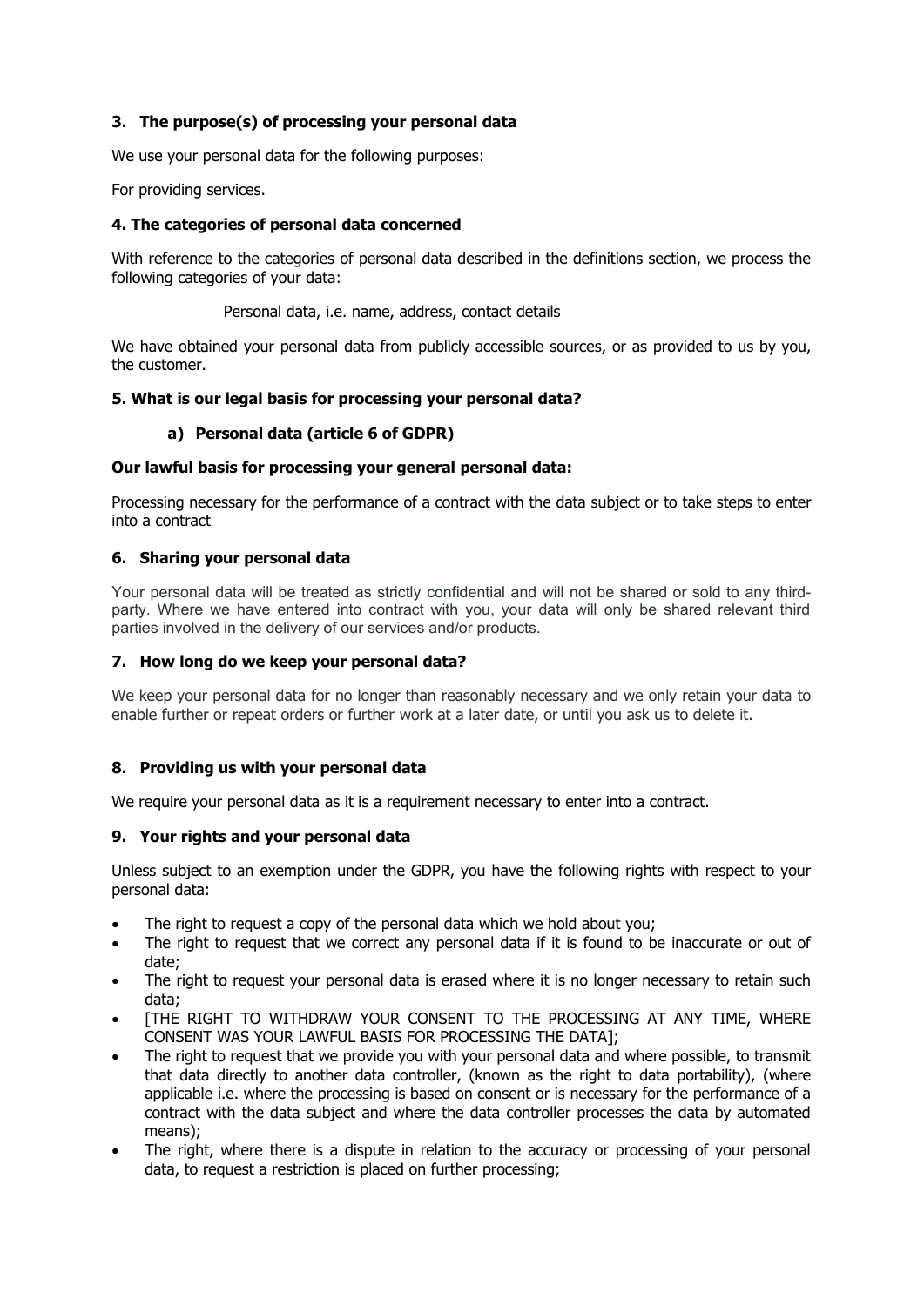## 3. The purpose(s) of processing your personal data

We use your personal data for the following purposes:

For providing services.

## 4. The categories of personal data concerned

With reference to the categories of personal data described in the definitions section, we process the following categories of your data:

Personal data, i.e. name, address, contact details

We have obtained your personal data from publicly accessible sources, or as provided to us by you, the customer.

## 5. What is our legal basis for processing your personal data?

### a) Personal data (article 6 of GDPR)

**Our lawful basis for processing your general personal data:**

Processing necessary for the performance of a contract with the data subject or to take steps to enter into a contract

## 6. Sharing your personal data

Your personal data will be treated as strictly confidential and will not be shared or sold to any third-party. Where we have entered into contract with you, your data will only be shared relevant third parties involved in the delivery of our services and/or products.

## 7. How long do we keep your personal data?

We keep your personal data for no longer than reasonably necessary and we only retain your data to enable further or repeat orders or further work at a later date, or until you ask us to delete it.

## 8. Providing us with your personal data

We require your personal data as it is a requirement necessary to enter into a contract.

## 9. Your rights and your personal data

Unless subject to an exemption under the GDPR, you have the following rights with respect to your personal data:

- The right to request a copy of the personal data which we hold about you;
- The right to request that we correct any personal data if it is found to be inaccurate or out of date;
- The right to request your personal data is erased where it is no longer necessary to retain such data;
- [THE RIGHT TO WITHDRAW YOUR CONSENT TO THE PROCESSING AT ANY TIME, WHERE CONSENT WAS YOUR LAWFUL BASIS FOR PROCESSING THE DATA];
- The right to request that we provide you with your personal data and where possible, to transmit that data directly to another data controller, (known as the right to data portability), (where applicable i.e. where the processing is based on consent or is necessary for the performance of a contract with the data subject and where the data controller processes the data by automated means);
- The right, where there is a dispute in relation to the accuracy or processing of your personal data, to request a restriction is placed on further processing;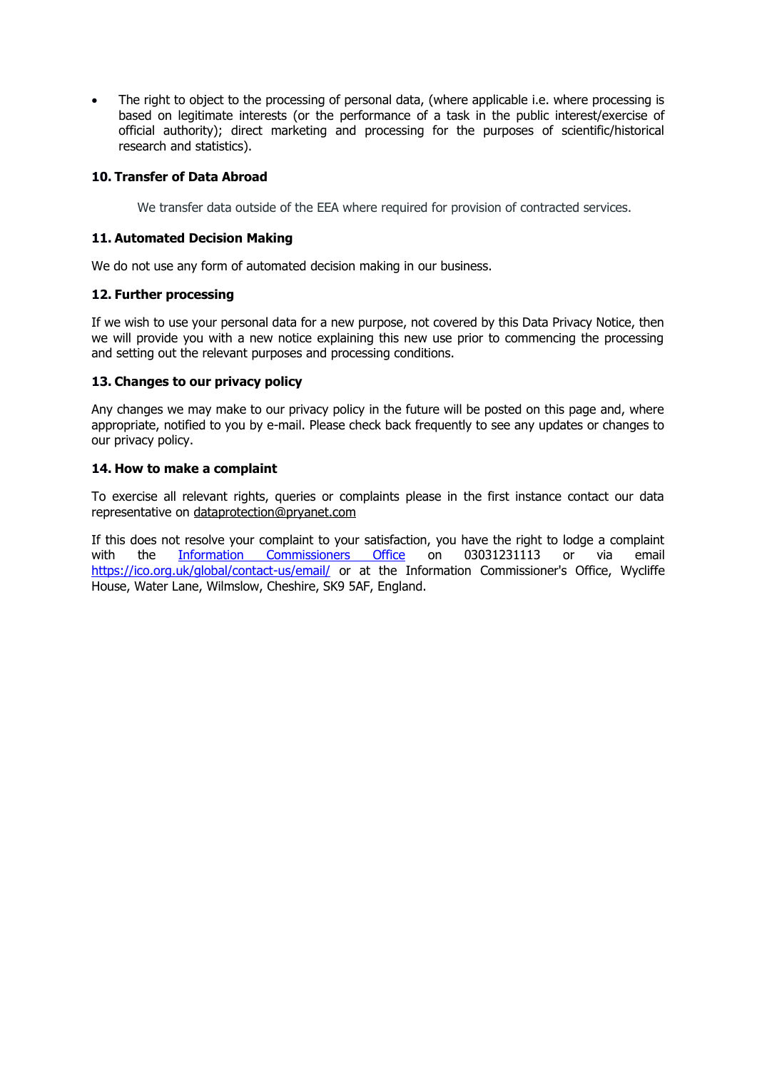- The right to object to the processing of personal data, (where applicable i.e. where processing is based on legitimate interests (or the performance of a task in the public interest/exercise of official authority); direct marketing and processing for the purposes of scientific/historical research and statistics).

### 10. Transfer of Data Abroad

We transfer data outside of the EEA where required for provision of contracted services.

### 11. Automated Decision Making

We do not use any form of automated decision making in our business.

### 12. Further processing

If we wish to use your personal data for a new purpose, not covered by this Data Privacy Notice, then we will provide you with a new notice explaining this new use prior to commencing the processing and setting out the relevant purposes and processing conditions.

### 13. Changes to our privacy policy

Any changes we may make to our privacy policy in the future will be posted on this page and, where appropriate, notified to you by e-mail. Please check back frequently to see any updates or changes to our privacy policy.

### 14. How to make a complaint

To exercise all relevant rights, queries or complaints please in the first instance contact our data representative on dataprotection@pryanet.com

If this does not resolve your complaint to your satisfaction, you have the right to lodge a complaint with the Information Commissioners Office on 03031231113 or via email https://ico.org.uk/global/contact-us/email/ or at the Information Commissioner's Office, Wycliffe House, Water Lane, Wilmslow, Cheshire, SK9 5AF, England.